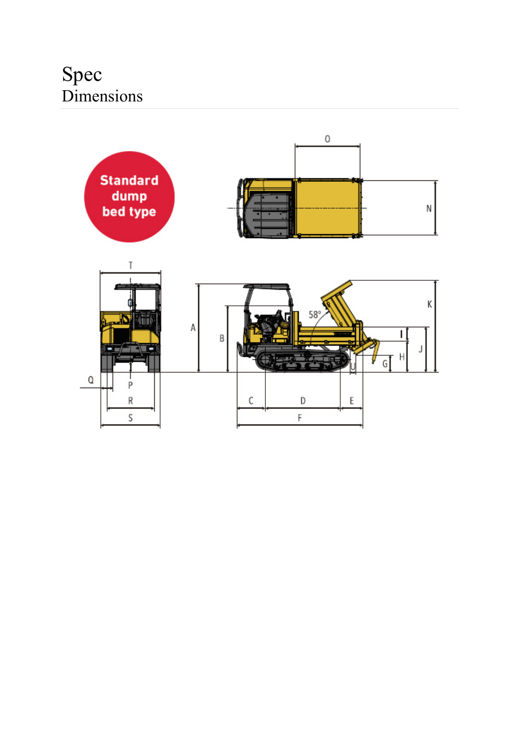# Spec

## Dimensions

Standard dump bed type

O

N

T

A

B

58°

K

I

J

H

G

U

Q

P

R

S

C

D

E

F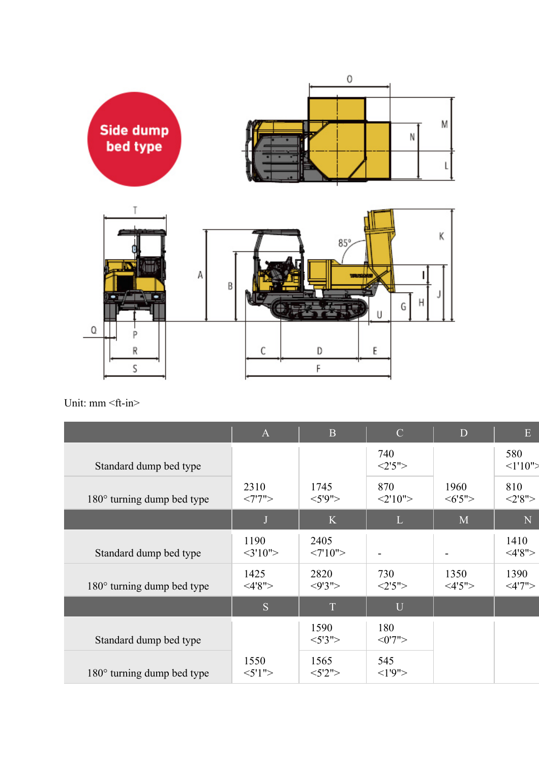# Side dump bed type

85°

Unit: mm <ft-in>

| | A | B | C | D | E |
|---|---|---|---|---|---|
| Standard dump bed type | | | 740 <2'5"> | | 580 <1'10" |
| 180° turning dump bed type | 2310 <7'7"> | 1745 <5'9"> | 870 <2'10"> | 1960 <6'5"> | 810 <2'8"> |
| | **J** | **K** | **L** | **M** | **N** |
| Standard dump bed type | 1190 <3'10"> | 2405 <7'10"> | - | - | 1410 <4'8"> |
| 180° turning dump bed type | 1425 <4'8"> | 2820 <9'3"> | 730 <2'5"> | 1350 <4'5"> | 1390 <4'7"> |
| | **S** | **T** | **U** | | |
| Standard dump bed type | | 1590 <5'3"> | 180 <0'7"> | | |
| 180° turning dump bed type | 1550 <5'1"> | 1565 <5'2"> | 545 <1'9"> | | |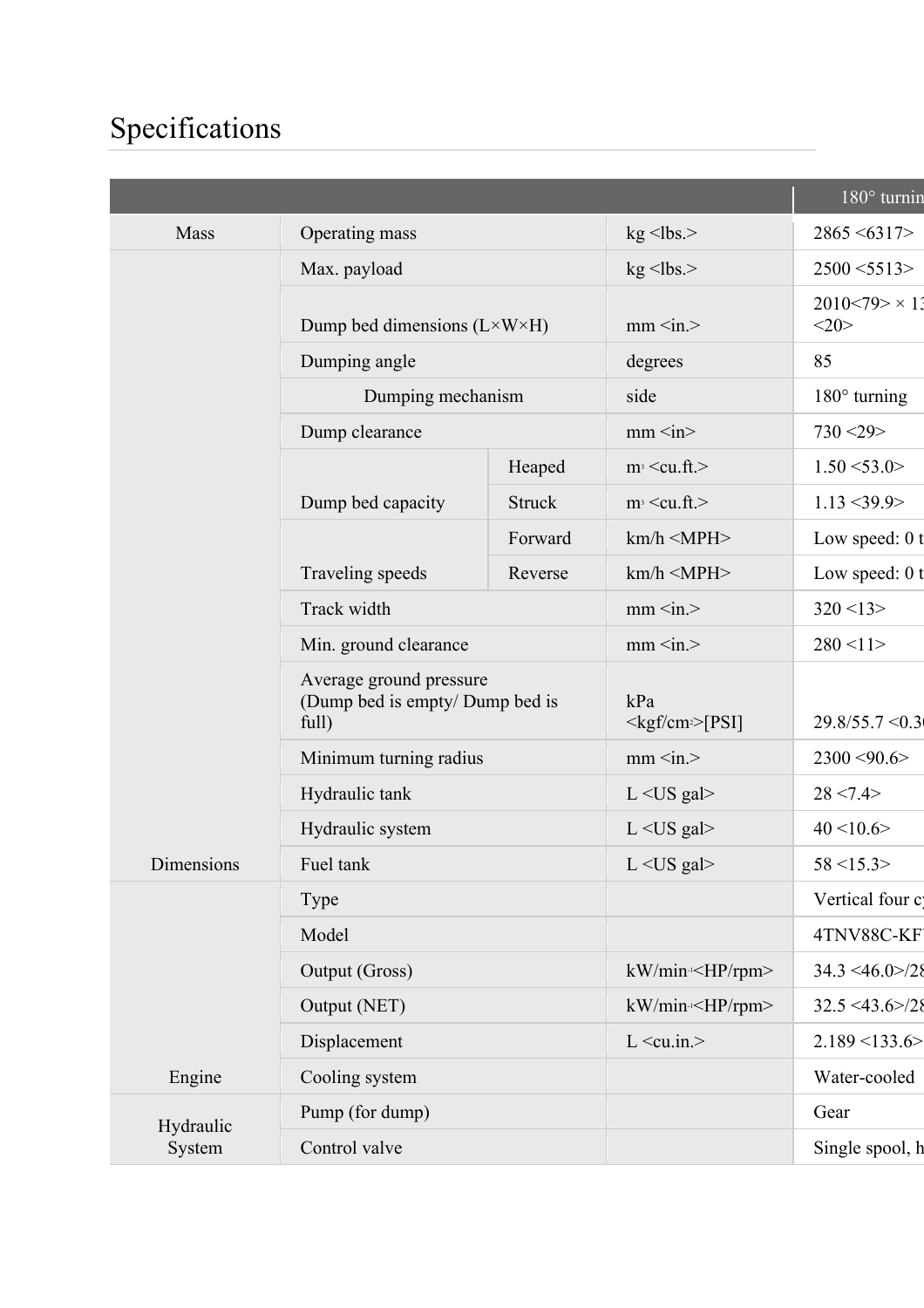# Specifications

| | | | | 180° turnin |
|---|---|---|---|---|
| Mass | Operating mass | | kg <lbs.> | 2865 <6317> |
| Dimensions | Max. payload | | kg <lbs.> | 2500 <5513> |
| | Dump bed dimensions (L×W×H) | | mm <in.> | 2010<79> × 13 <20> |
| | Dumping angle | | degrees | 85 |
| | Dumping mechanism | | side | 180° turning |
| | Dump clearance | | mm <in> | 730 <29> |
| | Dump bed capacity | Heaped | $m^3$ <cu.ft.> | 1.50 <53.0> |
| | | Struck | $m^3$ <cu.ft.> | 1.13 <39.9> |
| | Traveling speeds | Forward | km/h <MPH> | Low speed: 0 t |
| | | Reverse | km/h <MPH> | Low speed: 0 t |
| | Track width | | mm <in.> | 320 <13> |
| | Min. ground clearance | | mm <in.> | 280 <11> |
| | Average ground pressure (Dump bed is empty/ Dump bed is full) | | kPa <kgf/$cm^2$>[PSI] | 29.8/55.7 <0.3 |
| | Minimum turning radius | | mm <in.> | 2300 <90.6> |
| | Hydraulic tank | | L <US gal> | 28 <7.4> |
| | Hydraulic system | | L <US gal> | 40 <10.6> |
| | Fuel tank | | L <US gal> | 58 <15.3> |
| Engine | Type | | | Vertical four c |
| | Model | | | 4TNV88C-KF |
| | Output (Gross) | | kW/$min^{-1}$<HP/rpm> | 34.3 <46.0>/28 |
| | Output (NET) | | kW/$min^{-1}$<HP/rpm> | 32.5 <43.6>/28 |
| | Displacement | | L <cu.in.> | 2.189 <133.6> |
| | Cooling system | | | Water-cooled |
| Hydraulic System | Pump (for dump) | | | Gear |
| | Control valve | | | Single spool, h |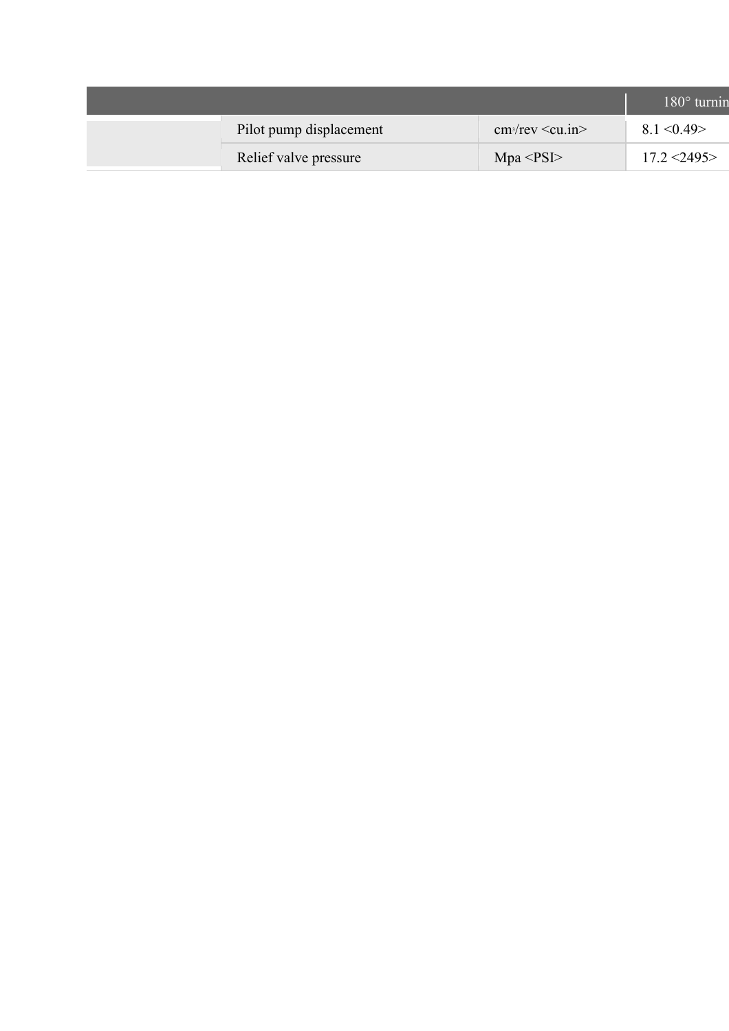| | | | 180° turnin |
|---|---|---|---|
| | Pilot pump displacement | $cm^3$/rev <cu.in> | 8.1 <0.49> |
| | Relief valve pressure | Mpa <PSI> | 17.2 <2495> |